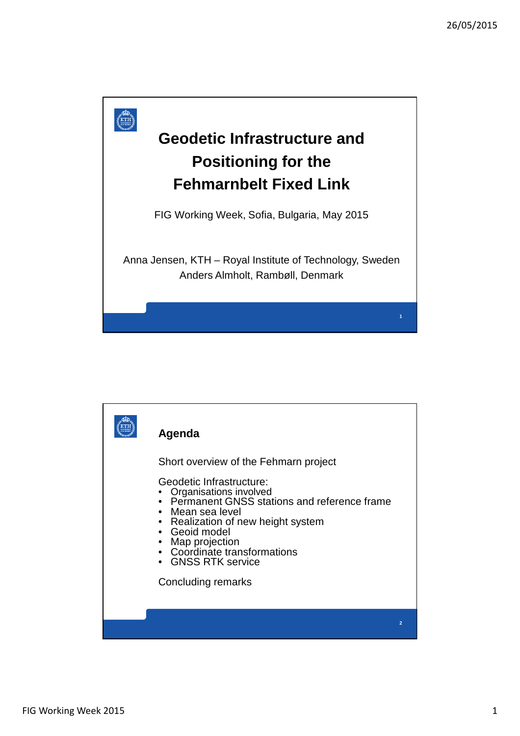# Geodetic Infrastructure and Positioning for the Fehmarnbelt Fixed Link

FIG Working Week, Sofia, Bulgaria, May 2015

Anna Jensen, KTH – Royal Institute of Technology, Sweden
Anders Almholt, Rambøll, Denmark

## Agenda

Short overview of the Fehmarn project

Geodetic Infrastructure:

- Organisations involved
- Permanent GNSS stations and reference frame
- Mean sea level
- Realization of new height system
- Geoid model
- Map projection
- Coordinate transformations
- GNSS RTK service

Concluding remarks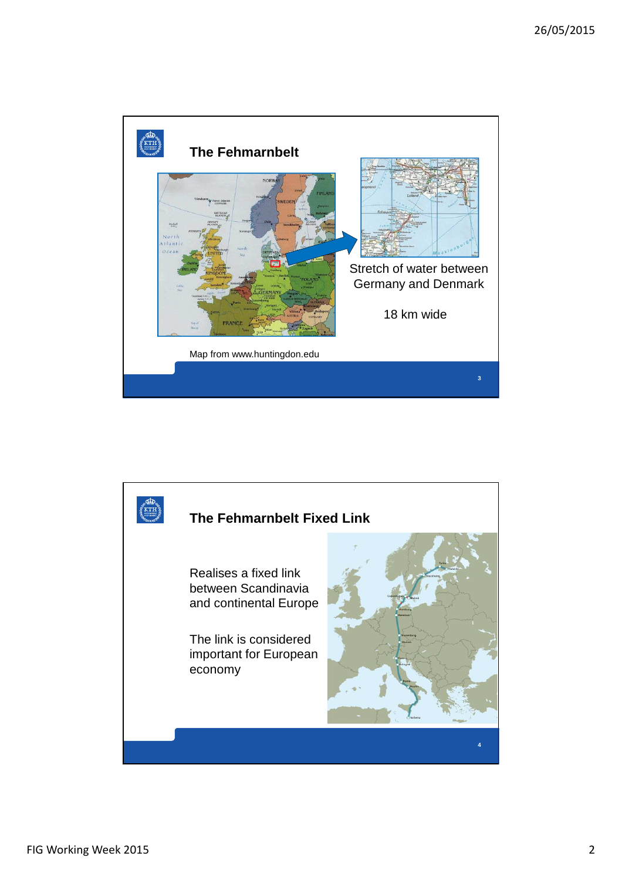## The Fehmarnbelt

Stretch of water between Germany and Denmark

18 km wide

Map from www.huntingdon.edu

## The Fehmarnbelt Fixed Link

Realises a fixed link between Scandinavia and continental Europe

The link is considered important for European economy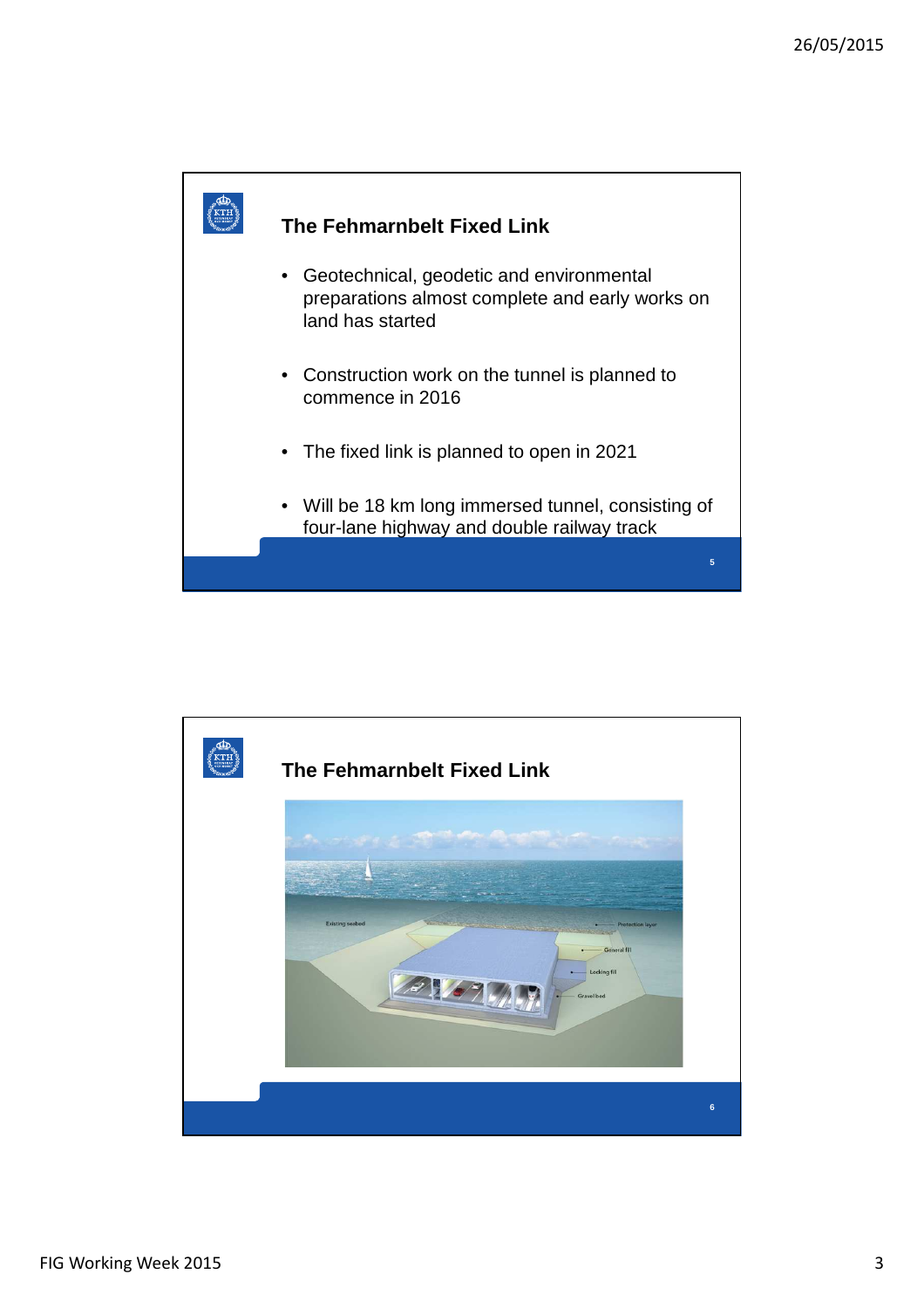## The Fehmarnbelt Fixed Link

- Geotechnical, geodetic and environmental preparations almost complete and early works on land has started
- Construction work on the tunnel is planned to commence in 2016
- The fixed link is planned to open in 2021
- Will be 18 km long immersed tunnel, consisting of four-lane highway and double railway track

## The Fehmarnbelt Fixed Link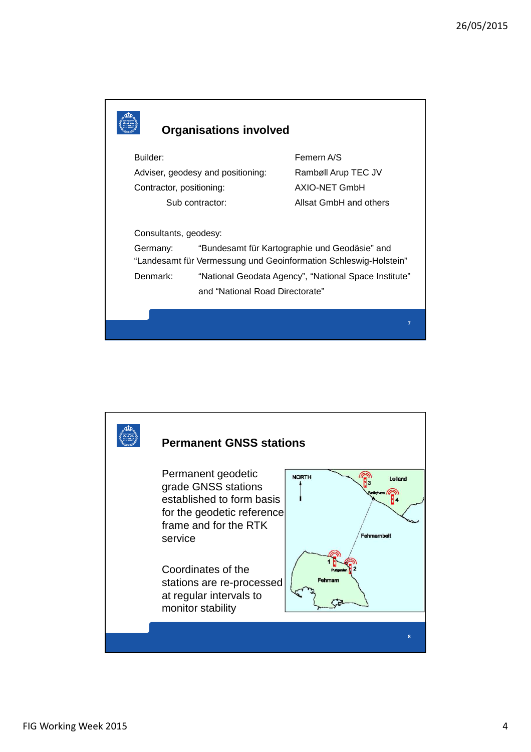## Organisations involved

| | |
|---|---|
| Builder: | Femern A/S |
| Adviser, geodesy and positioning: | Rambøll Arup TEC JV |
| Contractor, positioning: | AXIO-NET GmbH |
| Sub contractor: | Allsat GmbH and others |

Consultants, geodesy:

Germany: “Bundesamt für Kartographie und Geodäsie” and “Landesamt für Vermessung und Geoinformation Schleswig-Holstein”

Denmark: “National Geodata Agency”, “National Space Institute” and “National Road Directorate”

## Permanent GNSS stations

Permanent geodetic grade GNSS stations established to form basis for the geodetic reference frame and for the RTK service

Coordinates of the stations are re-processed at regular intervals to monitor stability

NORTH | Lolland | Rødbyhavn | Fehmarnbelt | Puttgarden | Fehmarn | 1 | 2 | 3 | 4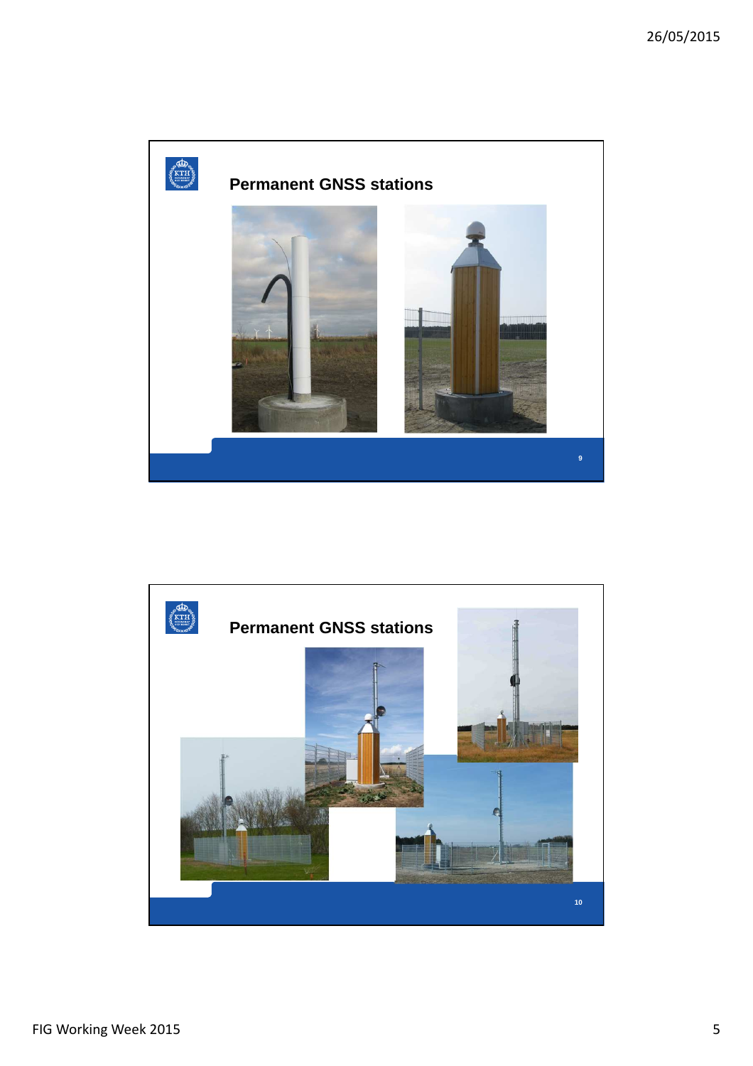## Permanent GNSS stations

## Permanent GNSS stations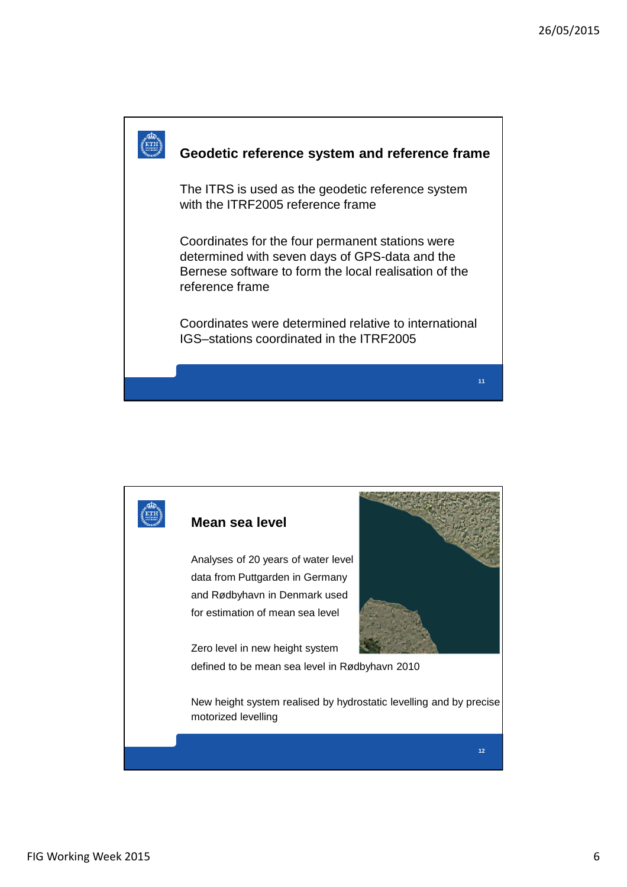## Geodetic reference system and reference frame

The ITRS is used as the geodetic reference system with the ITRF2005 reference frame

Coordinates for the four permanent stations were determined with seven days of GPS-data and the Bernese software to form the local realisation of the reference frame

Coordinates were determined relative to international IGS–stations coordinated in the ITRF2005

## Mean sea level

Analyses of 20 years of water level data from Puttgarden in Germany and Rødbyhavn in Denmark used for estimation of mean sea level

Zero level in new height system defined to be mean sea level in Rødbyhavn 2010

New height system realised by hydrostatic levelling and by precise motorized levelling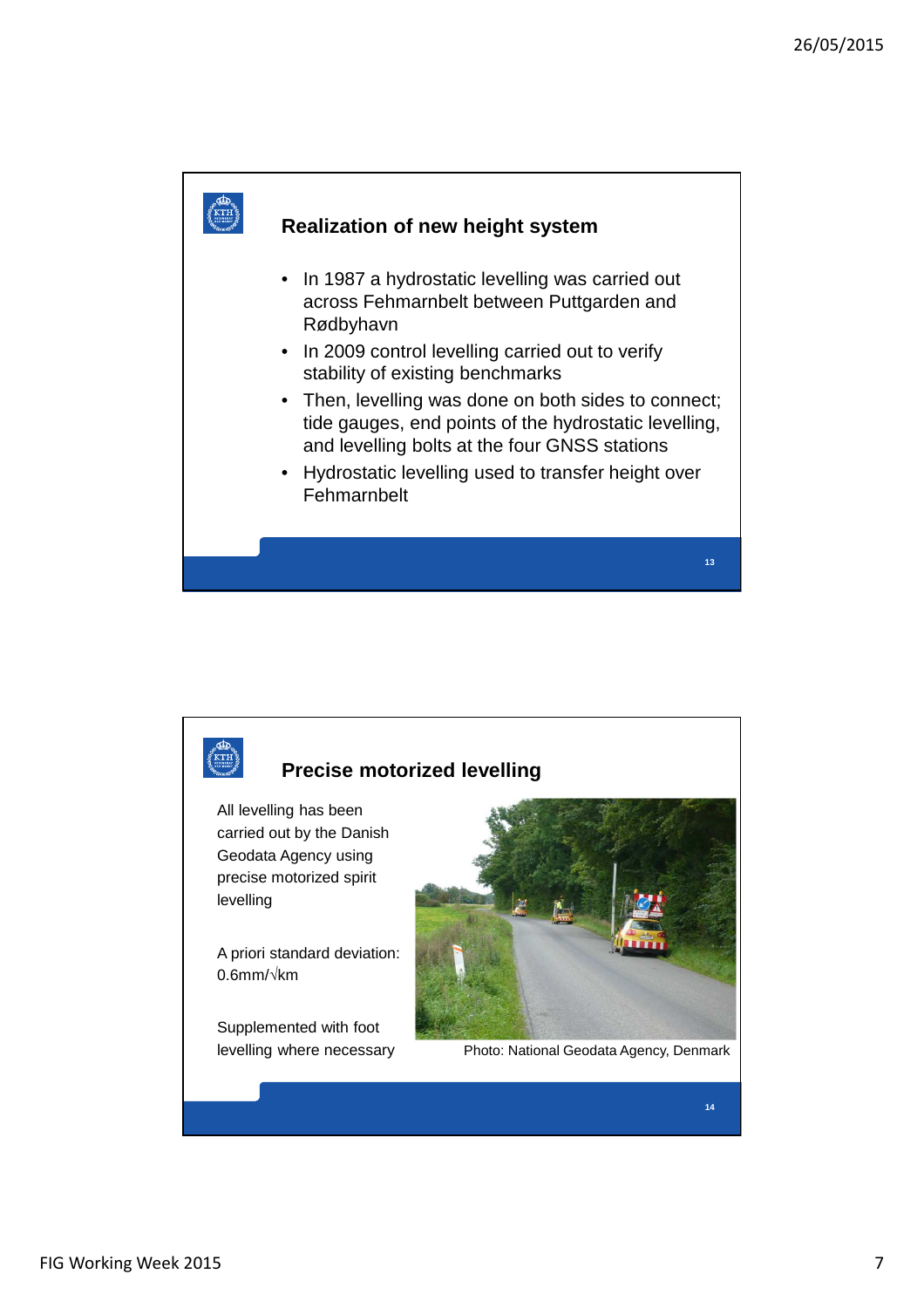## Realization of new height system

- In 1987 a hydrostatic levelling was carried out across Fehmarnbelt between Puttgarden and Rødbyhavn
- In 2009 control levelling carried out to verify stability of existing benchmarks
- Then, levelling was done on both sides to connect; tide gauges, end points of the hydrostatic levelling, and levelling bolts at the four GNSS stations
- Hydrostatic levelling used to transfer height over Fehmarnbelt

## Precise motorized levelling

All levelling has been carried out by the Danish Geodata Agency using precise motorized spirit levelling

A priori standard deviation: 0.6mm/√km

Supplemented with foot levelling where necessary

Photo: National Geodata Agency, Denmark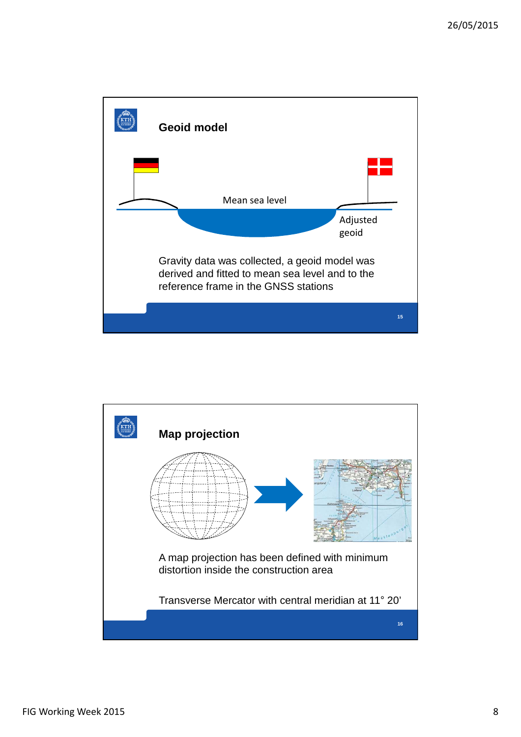## Geoid model

Mean sea level

Adjusted geoid

Gravity data was collected, a geoid model was derived and fitted to mean sea level and to the reference frame in the GNSS stations

## Map projection

A map projection has been defined with minimum distortion inside the construction area

Transverse Mercator with central meridian at 11° 20’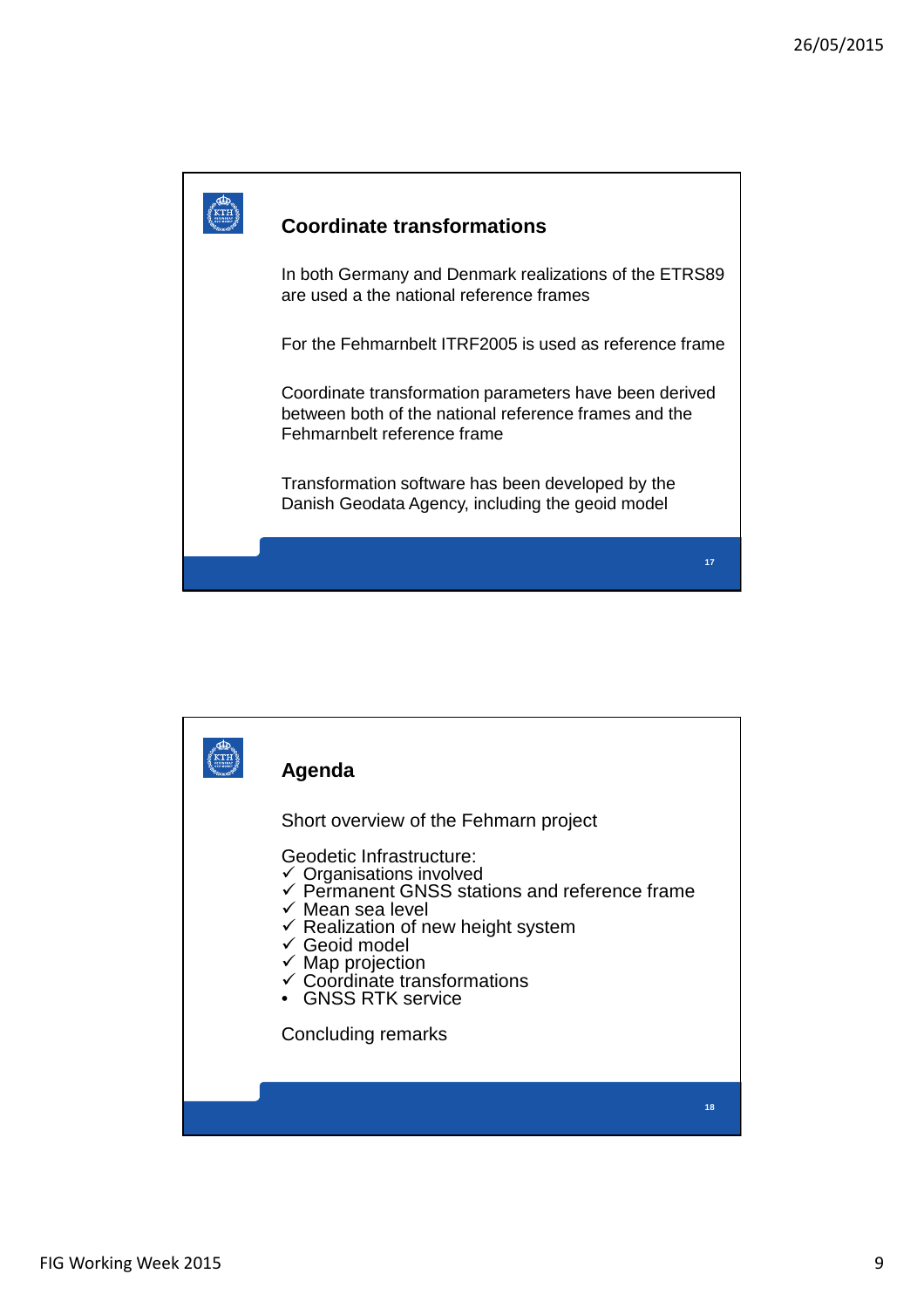## Coordinate transformations

In both Germany and Denmark realizations of the ETRS89 are used a the national reference frames

For the Fehmarnbelt ITRF2005 is used as reference frame

Coordinate transformation parameters have been derived between both of the national reference frames and the Fehmarnbelt reference frame

Transformation software has been developed by the Danish Geodata Agency, including the geoid model

## Agenda

Short overview of the Fehmarn project

Geodetic Infrastructure:

- ✓ Organisations involved
- ✓ Permanent GNSS stations and reference frame
- ✓ Mean sea level
- ✓ Realization of new height system
- ✓ Geoid model
- ✓ Map projection
- ✓ Coordinate transformations
- GNSS RTK service

Concluding remarks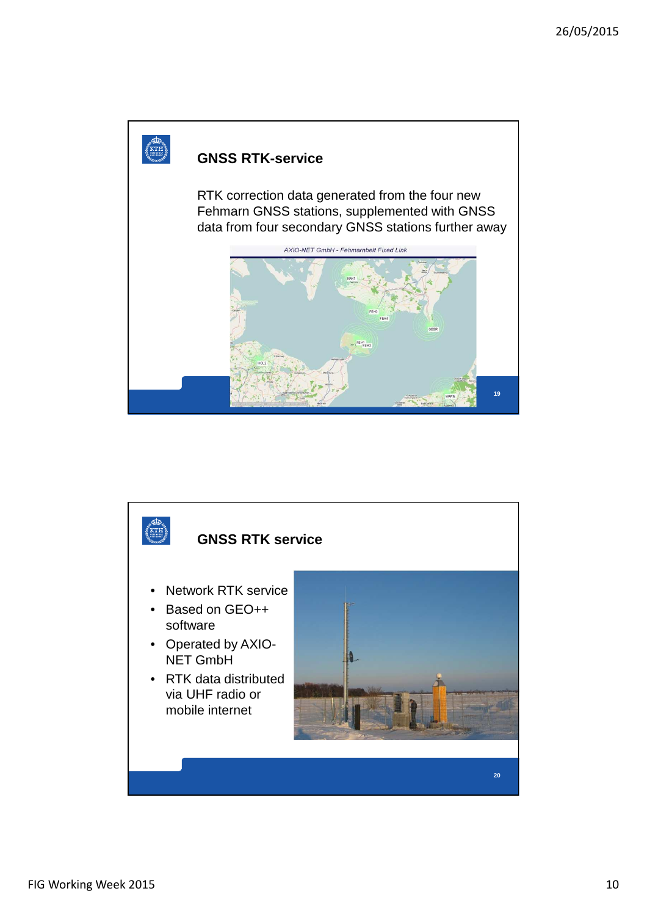## GNSS RTK-service

RTK correction data generated from the four new Fehmarn GNSS stations, supplemented with GNSS data from four secondary GNSS stations further away

## GNSS RTK service

- Network RTK service
- Based on GEO++ software
- Operated by AXIO-NET GmbH
- RTK data distributed via UHF radio or mobile internet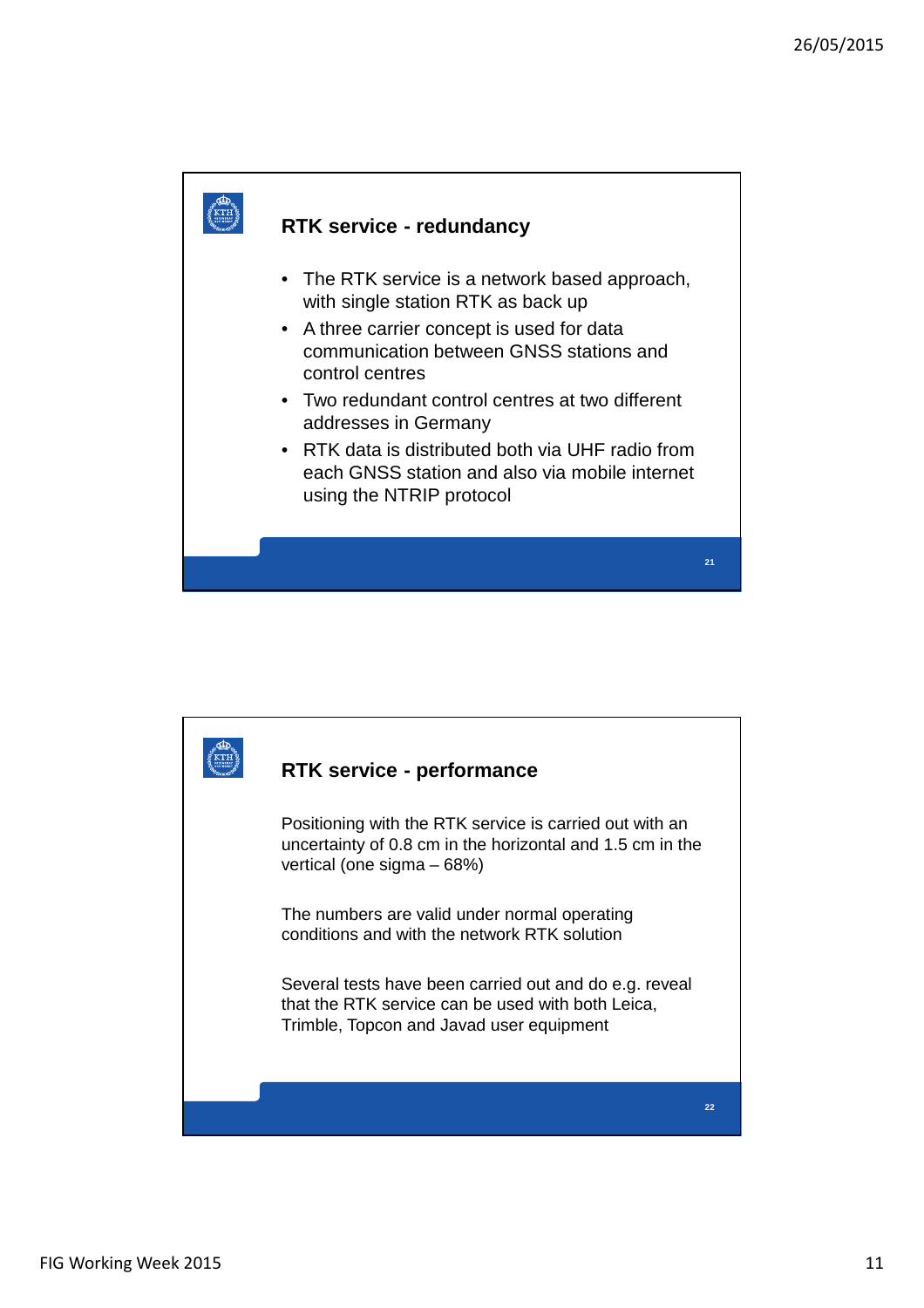## RTK service - redundancy

- The RTK service is a network based approach, with single station RTK as back up
- A three carrier concept is used for data communication between GNSS stations and control centres
- Two redundant control centres at two different addresses in Germany
- RTK data is distributed both via UHF radio from each GNSS station and also via mobile internet using the NTRIP protocol

## RTK service - performance

Positioning with the RTK service is carried out with an uncertainty of 0.8 cm in the horizontal and 1.5 cm in the vertical (one sigma – 68%)

The numbers are valid under normal operating conditions and with the network RTK solution

Several tests have been carried out and do e.g. reveal that the RTK service can be used with both Leica, Trimble, Topcon and Javad user equipment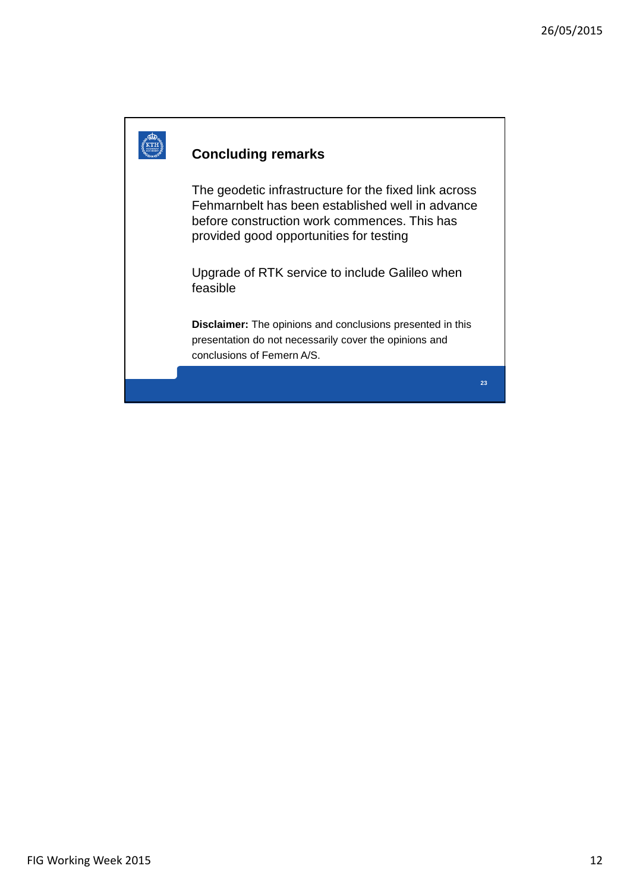## Concluding remarks

The geodetic infrastructure for the fixed link across Fehmarnbelt has been established well in advance before construction work commences. This has provided good opportunities for testing

Upgrade of RTK service to include Galileo when feasible

**Disclaimer:** The opinions and conclusions presented in this presentation do not necessarily cover the opinions and conclusions of Femern A/S.